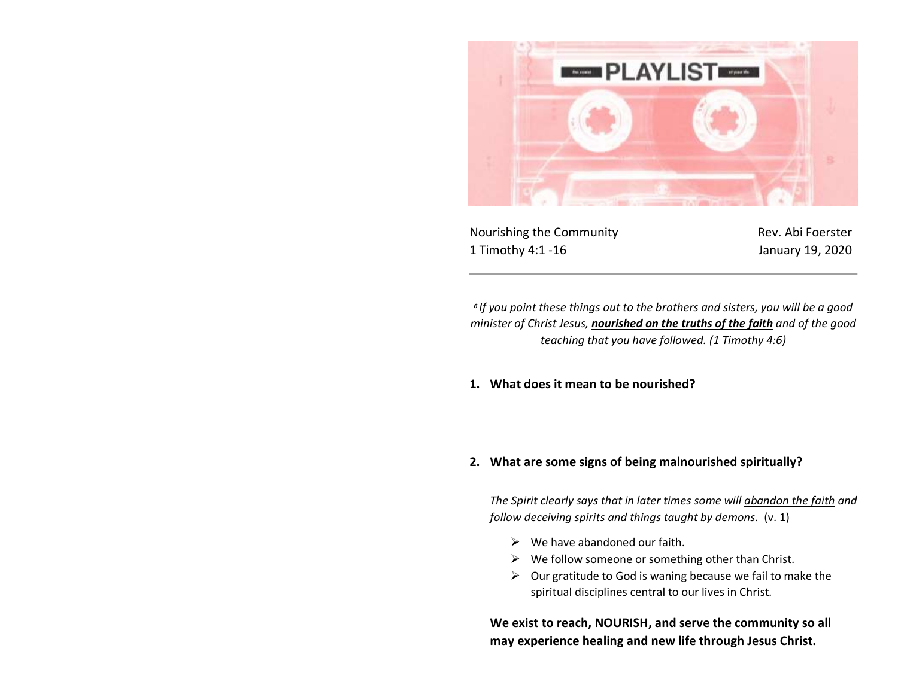Nourishing the Community
1 Timothy 4:1 -16

Rev. Abi Foerster
January 19, 2020

---

*[6] If you point these things out to the brothers and sisters, you will be a good minister of Christ Jesus, **<u>nourished on the truths of the faith</u>** and of the good teaching that you have followed. (1 Timothy 4:6)*

1. **What does it mean to be nourished?**

2. **What are some signs of being malnourished spiritually?**

   *The Spirit clearly says that in later times some will <u>abandon the faith</u> and <u>follow deceiving spirits</u> and things taught by demons.* (v. 1)

   - We have abandoned our faith.
   - We follow someone or something other than Christ.
   - Our gratitude to God is waning because we fail to make the spiritual disciplines central to our lives in Christ.

   **We exist to reach, NOURISH, and serve the community so all may experience healing and new life through Jesus Christ.**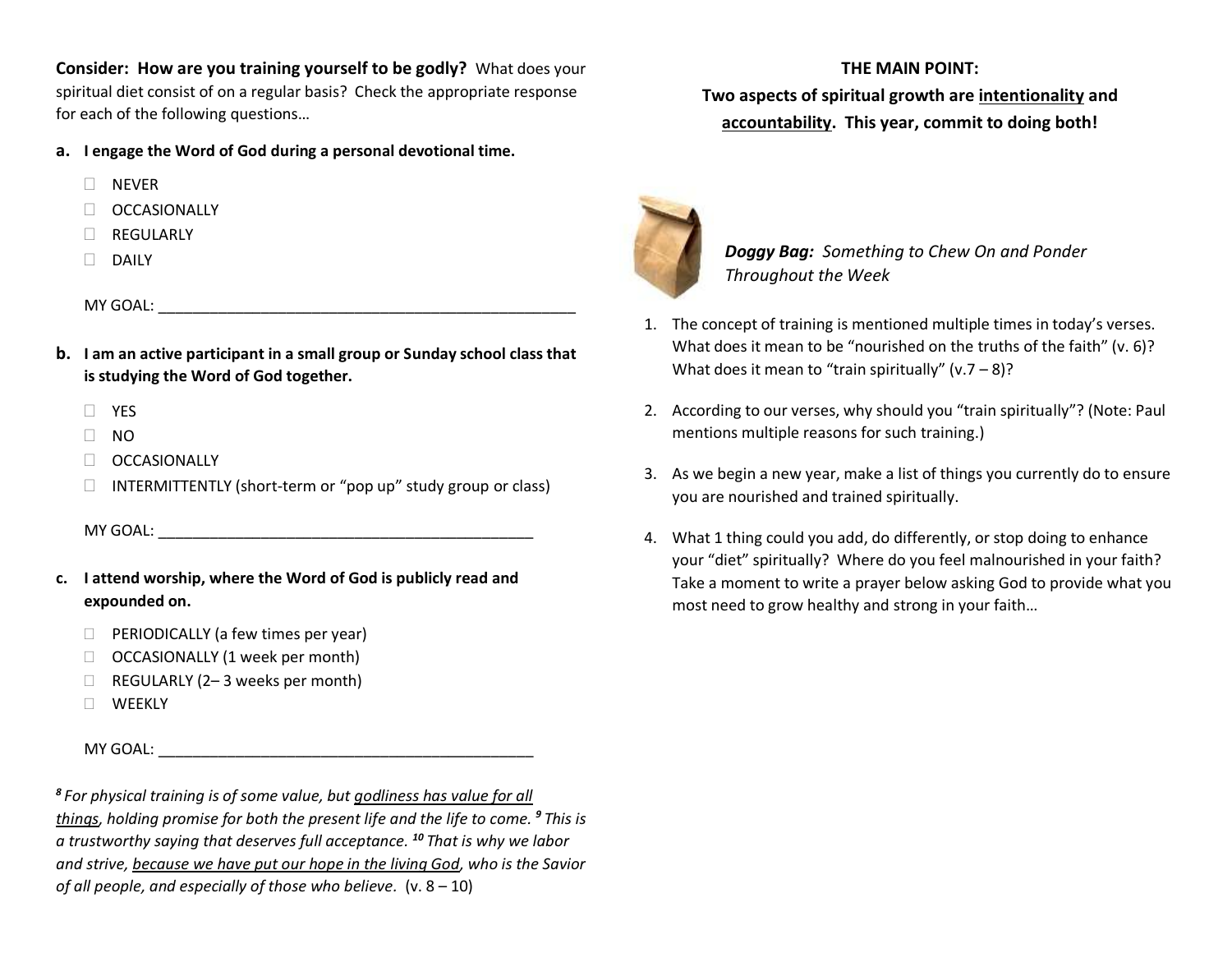**Consider: How are you training yourself to be godly?** What does your spiritual diet consist of on a regular basis? Check the appropriate response for each of the following questions…

**a. I engage the Word of God during a personal devotional time.**

- ☐ NEVER
- ☐ OCCASIONALLY
- ☐ REGULARLY
- ☐ DAILY

MY GOAL: ___________________________________________________

**b. I am an active participant in a small group or Sunday school class that is studying the Word of God together.**

- ☐ YES
- ☐ NO
- ☐ OCCASIONALLY
- ☐ INTERMITTENTLY (short-term or "pop up" study group or class)

MY GOAL: ____________________________________________

**c. I attend worship, where the Word of God is publicly read and expounded on.**

- ☐ PERIODICALLY (a few times per year)
- ☐ OCCASIONALLY (1 week per month)
- ☐ REGULARLY (2– 3 weeks per month)
- ☐ WEEKLY

MY GOAL: ____________________________________________

*[8] For physical training is of some value, but <u>godliness has value for all things</u>, holding promise for both the present life and the life to come. [9] This is a trustworthy saying that deserves full acceptance. [10] That is why we labor and strive, <u>because we have put our hope in the living God</u>, who is the Savior of all people, and especially of those who believe.* (v. 8 – 10)

**THE MAIN POINT:**
**Two aspects of spiritual growth are <u>intentionality</u> and <u>accountability</u>. This year, commit to doing both!**

***Doggy Bag:*** *Something to Chew On and Ponder Throughout the Week*

1. The concept of training is mentioned multiple times in today's verses. What does it mean to be "nourished on the truths of the faith" (v. 6)? What does it mean to "train spiritually" (v.7 – 8)?
2. According to our verses, why should you "train spiritually"? (Note: Paul mentions multiple reasons for such training.)
3. As we begin a new year, make a list of things you currently do to ensure you are nourished and trained spiritually.
4. What 1 thing could you add, do differently, or stop doing to enhance your "diet" spiritually? Where do you feel malnourished in your faith? Take a moment to write a prayer below asking God to provide what you most need to grow healthy and strong in your faith…